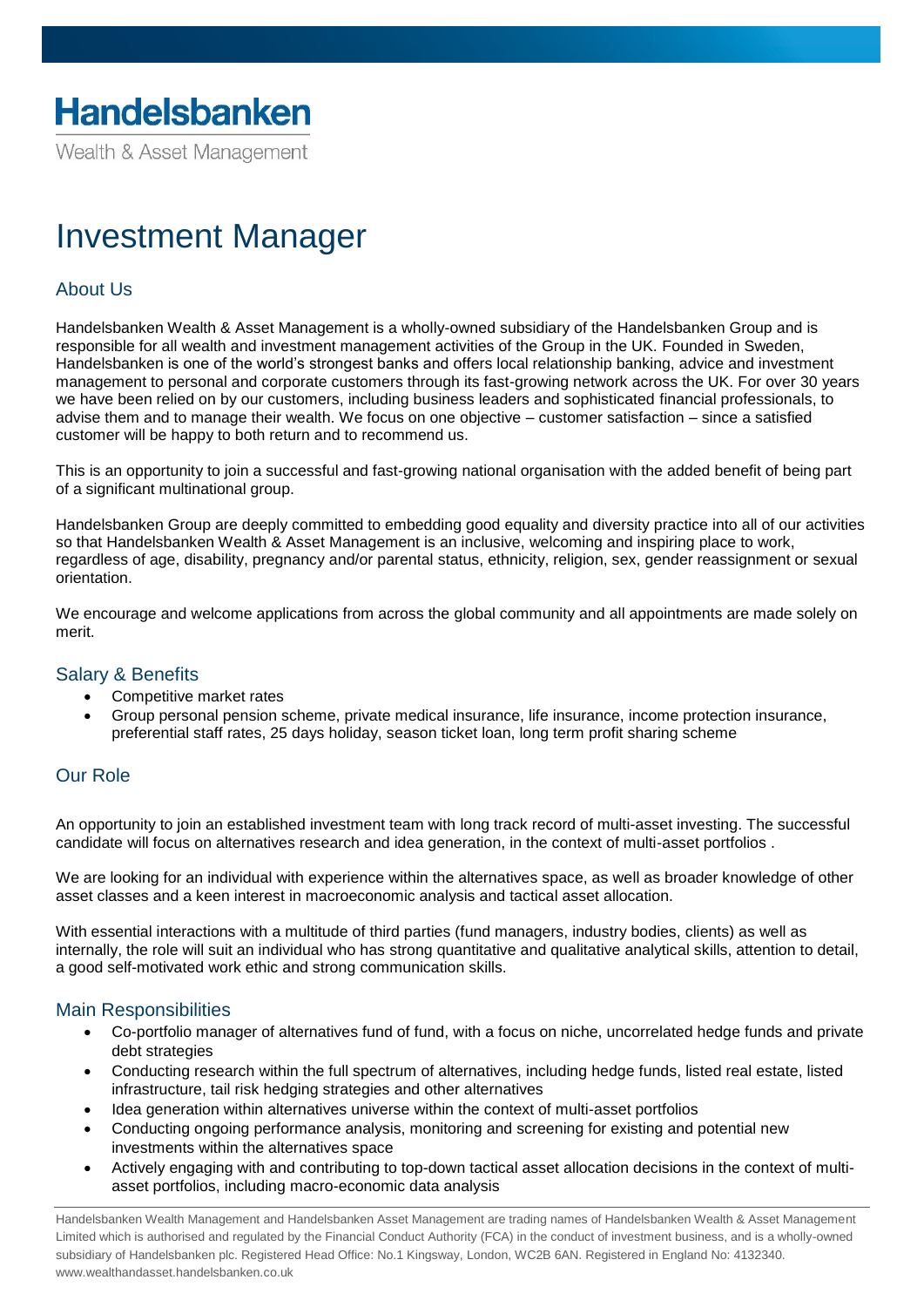# Handelsbanken

Wealth & Asset Management

# Investment Manager

## About Us

Handelsbanken Wealth & Asset Management is a wholly-owned subsidiary of the Handelsbanken Group and is responsible for all wealth and investment management activities of the Group in the UK. Founded in Sweden, Handelsbanken is one of the world's strongest banks and offers local relationship banking, advice and investment management to personal and corporate customers through its fast-growing network across the UK. For over 30 years we have been relied on by our customers, including business leaders and sophisticated financial professionals, to advise them and to manage their wealth. We focus on one objective – customer satisfaction – since a satisfied customer will be happy to both return and to recommend us.

This is an opportunity to join a successful and fast-growing national organisation with the added benefit of being part of a significant multinational group.

Handelsbanken Group are deeply committed to embedding good equality and diversity practice into all of our activities so that Handelsbanken Wealth & Asset Management is an inclusive, welcoming and inspiring place to work, regardless of age, disability, pregnancy and/or parental status, ethnicity, religion, sex, gender reassignment or sexual orientation.

We encourage and welcome applications from across the global community and all appointments are made solely on merit.

## Salary & Benefits

- Competitive market rates
- Group personal pension scheme, private medical insurance, life insurance, income protection insurance, preferential staff rates, 25 days holiday, season ticket loan, long term profit sharing scheme

## Our Role

An opportunity to join an established investment team with long track record of multi-asset investing. The successful candidate will focus on alternatives research and idea generation, in the context of multi-asset portfolios .

We are looking for an individual with experience within the alternatives space, as well as broader knowledge of other asset classes and a keen interest in macroeconomic analysis and tactical asset allocation.

With essential interactions with a multitude of third parties (fund managers, industry bodies, clients) as well as internally, the role will suit an individual who has strong quantitative and qualitative analytical skills, attention to detail, a good self-motivated work ethic and strong communication skills.

## Main Responsibilities

- Co-portfolio manager of alternatives fund of fund, with a focus on niche, uncorrelated hedge funds and private debt strategies
- Conducting research within the full spectrum of alternatives, including hedge funds, listed real estate, listed infrastructure, tail risk hedging strategies and other alternatives
- Idea generation within alternatives universe within the context of multi-asset portfolios
- Conducting ongoing performance analysis, monitoring and screening for existing and potential new investments within the alternatives space
- Actively engaging with and contributing to top-down tactical asset allocation decisions in the context of multi-asset portfolios, including macro-economic data analysis

Handelsbanken Wealth Management and Handelsbanken Asset Management are trading names of Handelsbanken Wealth & Asset Management Limited which is authorised and regulated by the Financial Conduct Authority (FCA) in the conduct of investment business, and is a wholly-owned subsidiary of Handelsbanken plc. Registered Head Office: No.1 Kingsway, London, WC2B 6AN. Registered in England No: 4132340. www.wealthandasset.handelsbanken.co.uk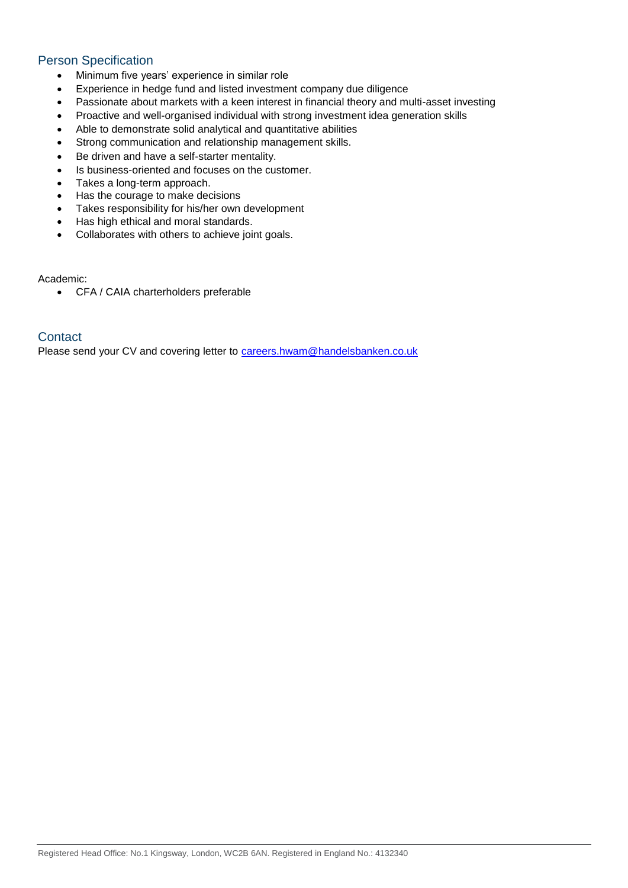## Person Specification

- Minimum five years' experience in similar role
- Experience in hedge fund and listed investment company due diligence
- Passionate about markets with a keen interest in financial theory and multi-asset investing
- Proactive and well-organised individual with strong investment idea generation skills
- Able to demonstrate solid analytical and quantitative abilities
- Strong communication and relationship management skills.
- Be driven and have a self-starter mentality.
- Is business-oriented and focuses on the customer.
- Takes a long-term approach.
- Has the courage to make decisions
- Takes responsibility for his/her own development
- Has high ethical and moral standards.
- Collaborates with others to achieve joint goals.

Academic:

- CFA / CAIA charterholders preferable

## Contact

Please send your CV and covering letter to careers.hwam@handelsbanken.co.uk

Registered Head Office: No.1 Kingsway, London, WC2B 6AN. Registered in England No.: 4132340